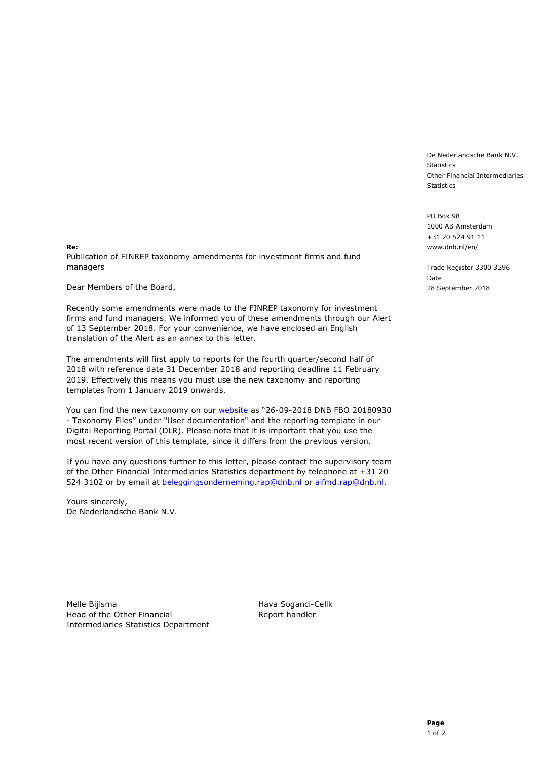De Nederlandsche Bank N.V.
Statistics
Other Financial Intermediaries Statistics

PO Box 98
1000 AB Amsterdam
+31 20 524 91 11
www.dnb.nl/en/

Trade Register 3300 3396

Date
28 September 2018

**Re:**
Publication of FINREP taxonomy amendments for investment firms and fund managers

Dear Members of the Board,

Recently some amendments were made to the FINREP taxonomy for investment firms and fund managers. We informed you of these amendments through our Alert of 13 September 2018. For your convenience, we have enclosed an English translation of the Alert as an annex to this letter.

The amendments will first apply to reports for the fourth quarter/second half of 2018 with reference date 31 December 2018 and reporting deadline 11 February 2019. Effectively this means you must use the new taxonomy and reporting templates from 1 January 2019 onwards.

You can find the new taxonomy on our website as "26-09-2018 DNB FBO 20180930 - Taxonomy Files" under "User documentation" and the reporting template in our Digital Reporting Portal (DLR). Please note that it is important that you use the most recent version of this template, since it differs from the previous version.

If you have any questions further to this letter, please contact the supervisory team of the Other Financial Intermediaries Statistics department by telephone at +31 20 524 3102 or by email at beleggingsonderneming.rap@dnb.nl or aifmd.rap@dnb.nl.

Yours sincerely,
De Nederlandsche Bank N.V.

Melle Bijlsma
Head of the Other Financial Intermediaries Statistics Department

Hava Soganci-Celik
Report handler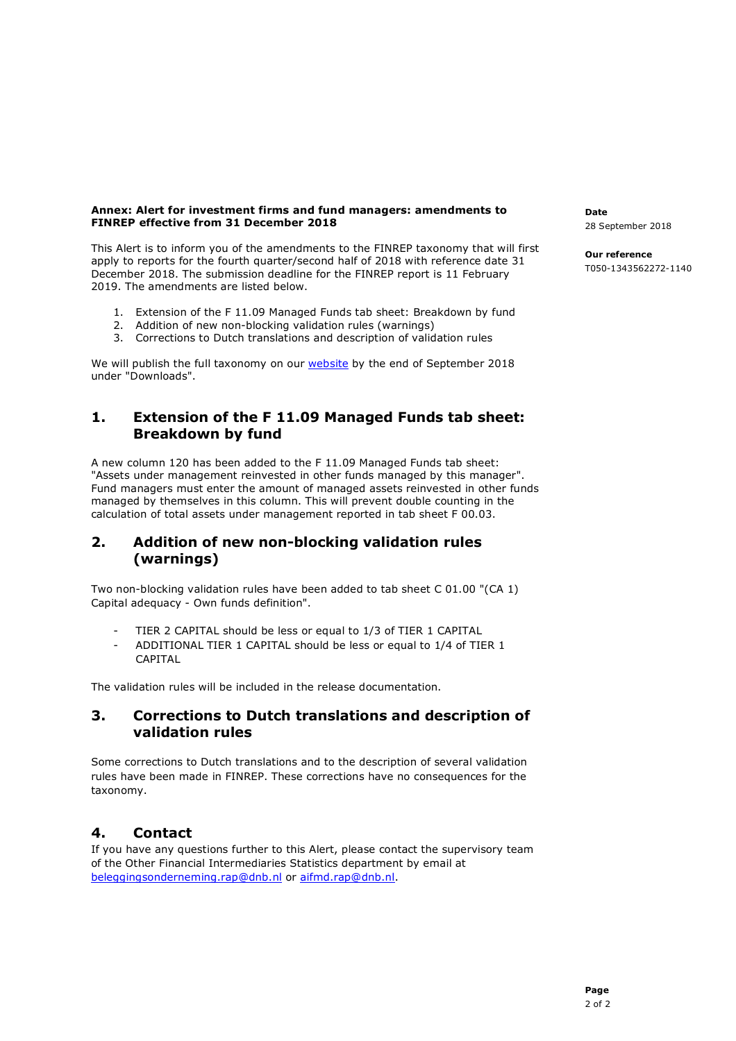**Annex: Alert for investment firms and fund managers: amendments to FINREP effective from 31 December 2018**

**Date**
28 September 2018

**Our reference**
T050-1343562272-1140

This Alert is to inform you of the amendments to the FINREP taxonomy that will first apply to reports for the fourth quarter/second half of 2018 with reference date 31 December 2018. The submission deadline for the FINREP report is 11 February 2019. The amendments are listed below.

1. Extension of the F 11.09 Managed Funds tab sheet: Breakdown by fund
2. Addition of new non-blocking validation rules (warnings)
3. Corrections to Dutch translations and description of validation rules

We will publish the full taxonomy on our website by the end of September 2018 under "Downloads".

## 1. Extension of the F 11.09 Managed Funds tab sheet: Breakdown by fund

A new column 120 has been added to the F 11.09 Managed Funds tab sheet: "Assets under management reinvested in other funds managed by this manager". Fund managers must enter the amount of managed assets reinvested in other funds managed by themselves in this column. This will prevent double counting in the calculation of total assets under management reported in tab sheet F 00.03.

## 2. Addition of new non-blocking validation rules (warnings)

Two non-blocking validation rules have been added to tab sheet C 01.00 "(CA 1) Capital adequacy - Own funds definition".

- TIER 2 CAPITAL should be less or equal to 1/3 of TIER 1 CAPITAL
- ADDITIONAL TIER 1 CAPITAL should be less or equal to 1/4 of TIER 1 CAPITAL

The validation rules will be included in the release documentation.

## 3. Corrections to Dutch translations and description of validation rules

Some corrections to Dutch translations and to the description of several validation rules have been made in FINREP. These corrections have no consequences for the taxonomy.

## 4. Contact

If you have any questions further to this Alert, please contact the supervisory team of the Other Financial Intermediaries Statistics department by email at beleggingsonderneming.rap@dnb.nl or aifmd.rap@dnb.nl.